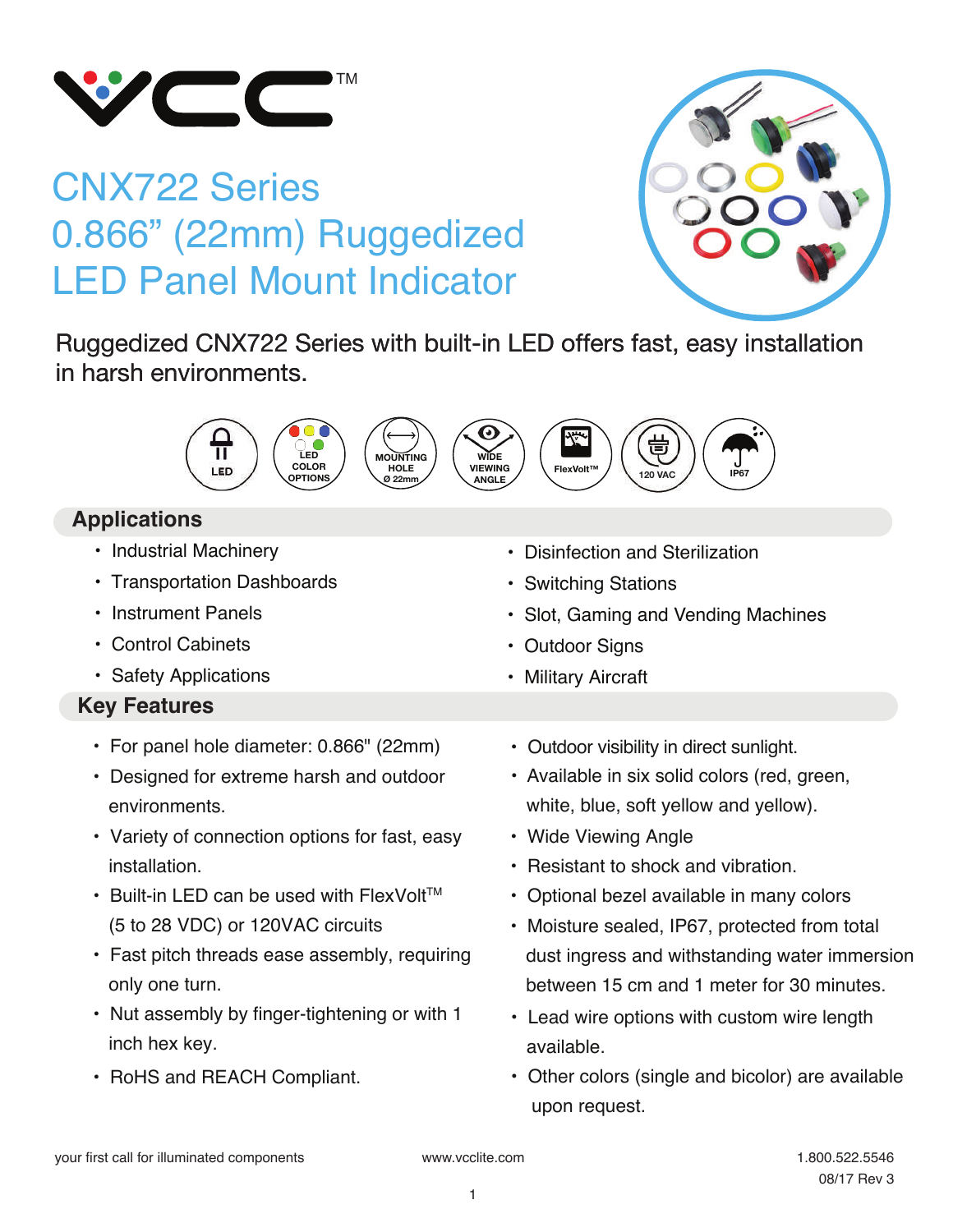# CNX722 Series
# 0.866" (22mm) Ruggedized LED Panel Mount Indicator

Ruggedized CNX722 Series with built-in LED offers fast, easy installation in harsh environments.

LED | LED COLOR OPTIONS | MOUNTING HOLE Ø 22mm | WIDE VIEWING ANGLE | FlexVolt™ | 120 VAC | IP67

## Applications

- Industrial Machinery
- Transportation Dashboards
- Instrument Panels
- Control Cabinets
- Safety Applications
- Disinfection and Sterilization
- Switching Stations
- Slot, Gaming and Vending Machines
- Outdoor Signs
- Military Aircraft

## Key Features

- For panel hole diameter: 0.866" (22mm)
- Designed for extreme harsh and outdoor environments.
- Variety of connection options for fast, easy installation.
- Built-in LED can be used with FlexVolt™ (5 to 28 VDC) or 120VAC circuits
- Fast pitch threads ease assembly, requiring only one turn.
- Nut assembly by finger-tightening or with 1 inch hex key.
- RoHS and REACH Compliant.
- Outdoor visibility in direct sunlight.
- Available in six solid colors (red, green, white, blue, soft yellow and yellow).
- Wide Viewing Angle
- Resistant to shock and vibration.
- Optional bezel available in many colors
- Moisture sealed, IP67, protected from total dust ingress and withstanding water immersion between 15 cm and 1 meter for 30 minutes.
- Lead wire options with custom wire length available.
- Other colors (single and bicolor) are available upon request.

your first call for illuminated components | www.vcclite.com | 1.800.522.5546

08/17 Rev 3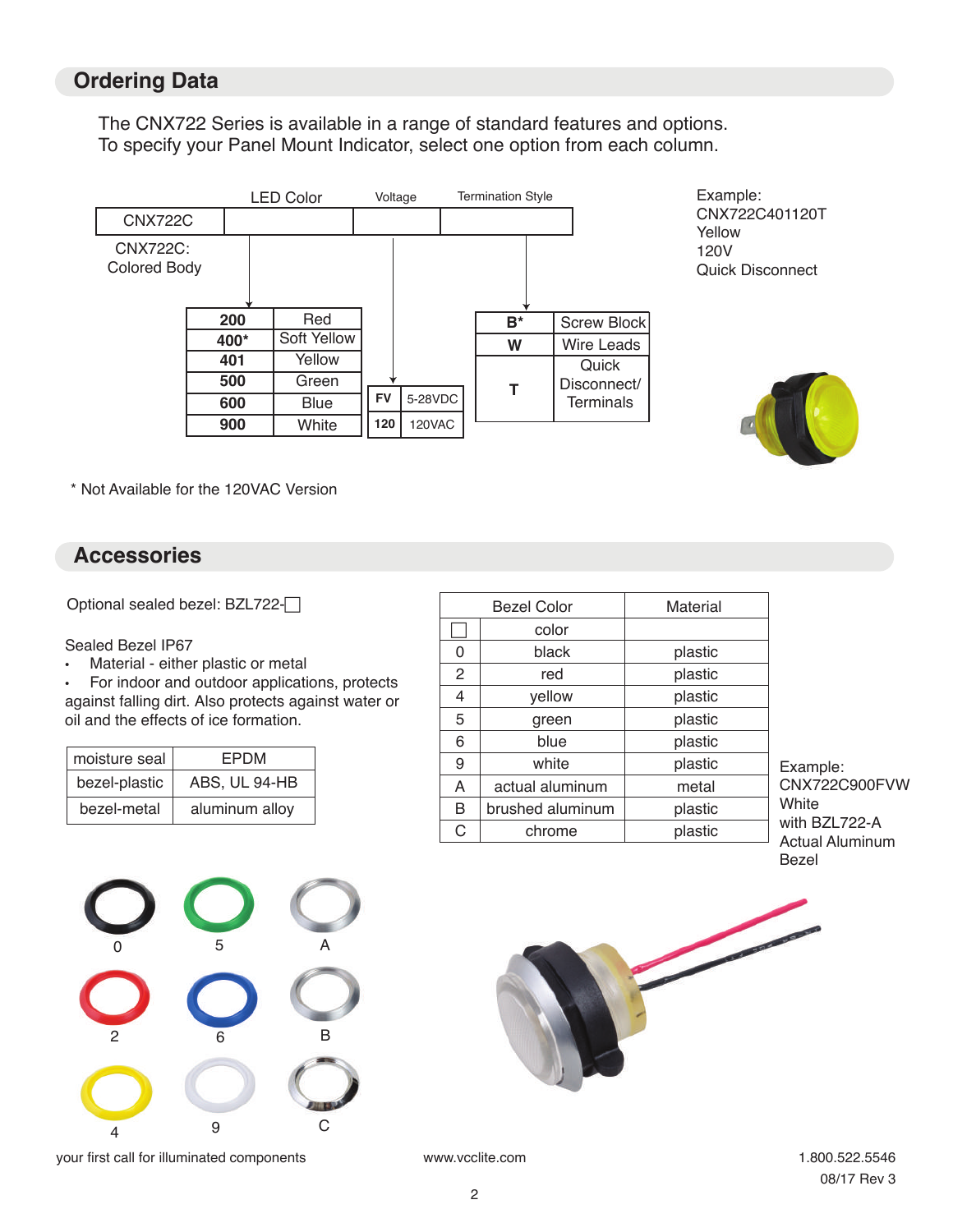## Ordering Data

The CNX722 Series is available in a range of standard features and options.
To specify your Panel Mount Indicator, select one option from each column.

| CNX722C | LED Color | Voltage | Termination Style |
|---|---|---|---|
| | | | |

CNX722C: Colored Body

**LED Color**

| Code | Color |
|---|---|
| **200** | Red |
| **400*** | Soft Yellow |
| **401** | Yellow |
| **500** | Green |
| **600** | Blue |
| **900** | White |

**Voltage**

| Code | Voltage |
|---|---|
| **FV** | 5-28VDC |
| **120** | 120VAC |

**Termination Style**

| Code | Termination |
|---|---|
| **B*** | Screw Block |
| **W** | Wire Leads |
| **T** | Quick Disconnect/ Terminals |

Example:
CNX722C401120T
Yellow
120V
Quick Disconnect

\* Not Available for the 120VAC Version

## Accessories

Optional sealed bezel: BZL722-☐

Sealed Bezel IP67

- Material - either plastic or metal
- For indoor and outdoor applications, protects against falling dirt. Also protects against water or oil and the effects of ice formation.

| moisture seal | EPDM |
|---|---|
| bezel-plastic | ABS, UL 94-HB |
| bezel-metal | aluminum alloy |

| | Bezel Color | Material |
|---|---|---|
| ☐ | color | |
| 0 | black | plastic |
| 2 | red | plastic |
| 4 | yellow | plastic |
| 5 | green | plastic |
| 6 | blue | plastic |
| 9 | white | plastic |
| A | actual aluminum | metal |
| B | brushed aluminum | plastic |
| C | chrome | plastic |

Example:
CNX722C900FVW
White
with BZL722-A
Actual Aluminum
Bezel

0 5 A
2 6 B
4 9 C

your first call for illuminated components

www.vcclite.com

1.800.522.5546
08/17 Rev 3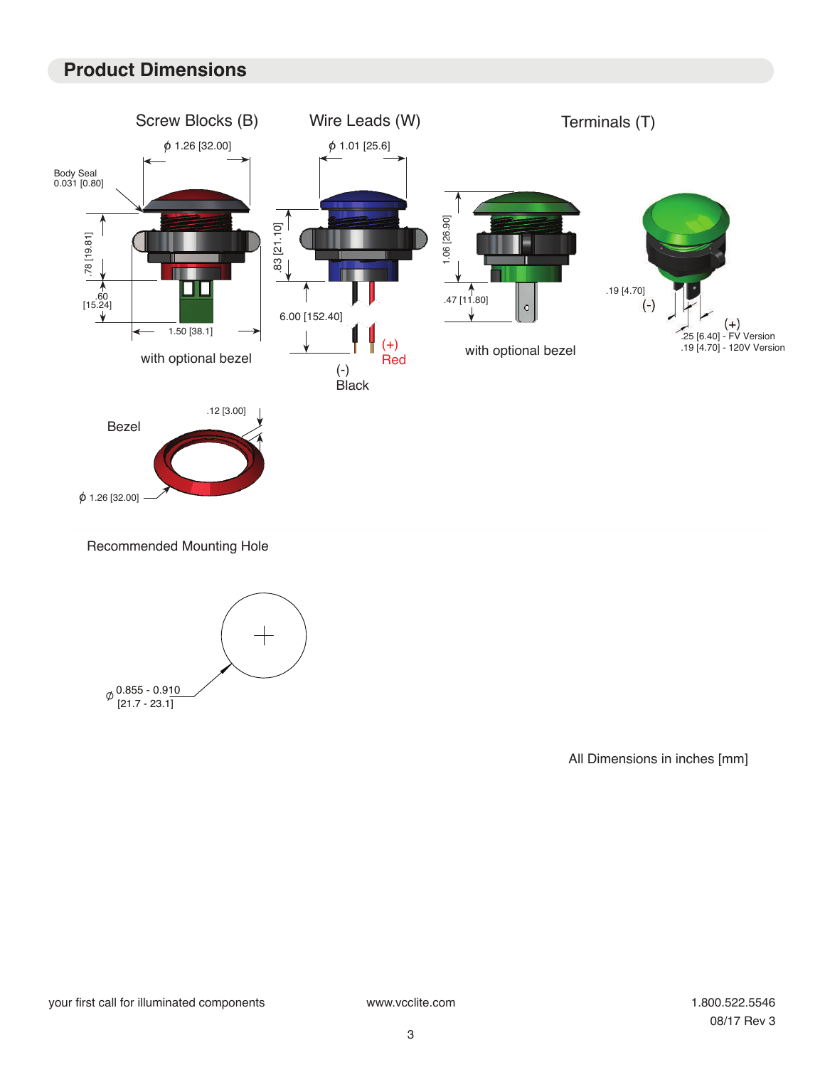## Product Dimensions

Screw Blocks (B)

ϕ 1.26 [32.00]

Body Seal 0.031 [0.80]

.78 [19.81]

.60 [15.24]

1.50 [38.1]

with optional bezel

Wire Leads (W)

ϕ 1.01 [25.6]

.83 [21.10]

6.00 [152.40]

(+) Red

(-) Black

1.06 [26.90]

.47 [11.80]

with optional bezel

Terminals (T)

.19 [4.70]

(-)

(+)

.25 [6.40] - FV Version
.19 [4.70] - 120V Version

Bezel

.12 [3.00]

ϕ 1.26 [32.00]

Recommended Mounting Hole

ϕ 0.855 - 0.910 [21.7 - 23.1]

All Dimensions in inches [mm]

your first call for illuminated components www.vcclite.com 1.800.522.5546

08/17 Rev 3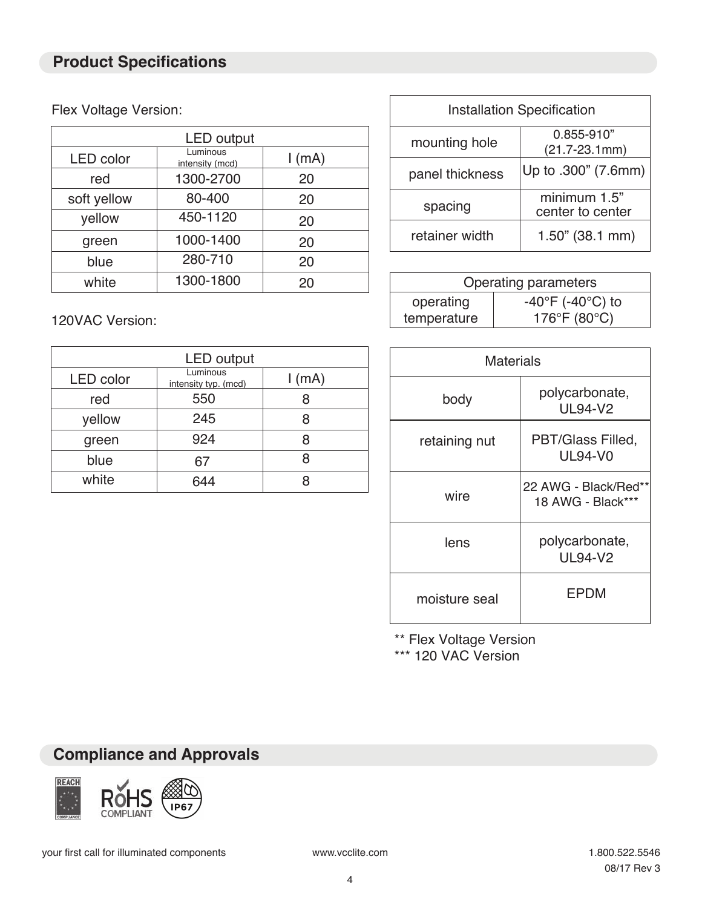## Product Specifications

Flex Voltage Version:

| LED output | | |
|---|---|---|
| LED color | Luminous intensity (mcd) | I (mA) |
| red | 1300-2700 | 20 |
| soft yellow | 80-400 | 20 |
| yellow | 450-1120 | 20 |
| green | 1000-1400 | 20 |
| blue | 280-710 | 20 |
| white | 1300-1800 | 20 |

120VAC Version:

| LED output | | |
|---|---|---|
| LED color | Luminous intensity typ. (mcd) | I (mA) |
| red | 550 | 8 |
| yellow | 245 | 8 |
| green | 924 | 8 |
| blue | 67 | 8 |
| white | 644 | 8 |

| Installation Specification | |
|---|---|
| mounting hole | 0.855-910” (21.7-23.1mm) |
| panel thickness | Up to .300” (7.6mm) |
| spacing | minimum 1.5” center to center |
| retainer width | 1.50” (38.1 mm) |

| Operating parameters | |
|---|---|
| operating temperature | -40°F (-40°C) to 176°F (80°C) |

| Materials | |
|---|---|
| body | polycarbonate, UL94-V2 |
| retaining nut | PBT/Glass Filled, UL94-V0 |
| wire | 22 AWG - Black/Red** 18 AWG - Black*** |
| lens | polycarbonate, UL94-V2 |
| moisture seal | EPDM |

** Flex Voltage Version
*** 120 VAC Version

## Compliance and Approvals

REACH COMPLIANCE  RoHS COMPLIANT  IP67

your first call for illuminated components    www.vcclite.com    1.800.522.5546

08/17 Rev 3